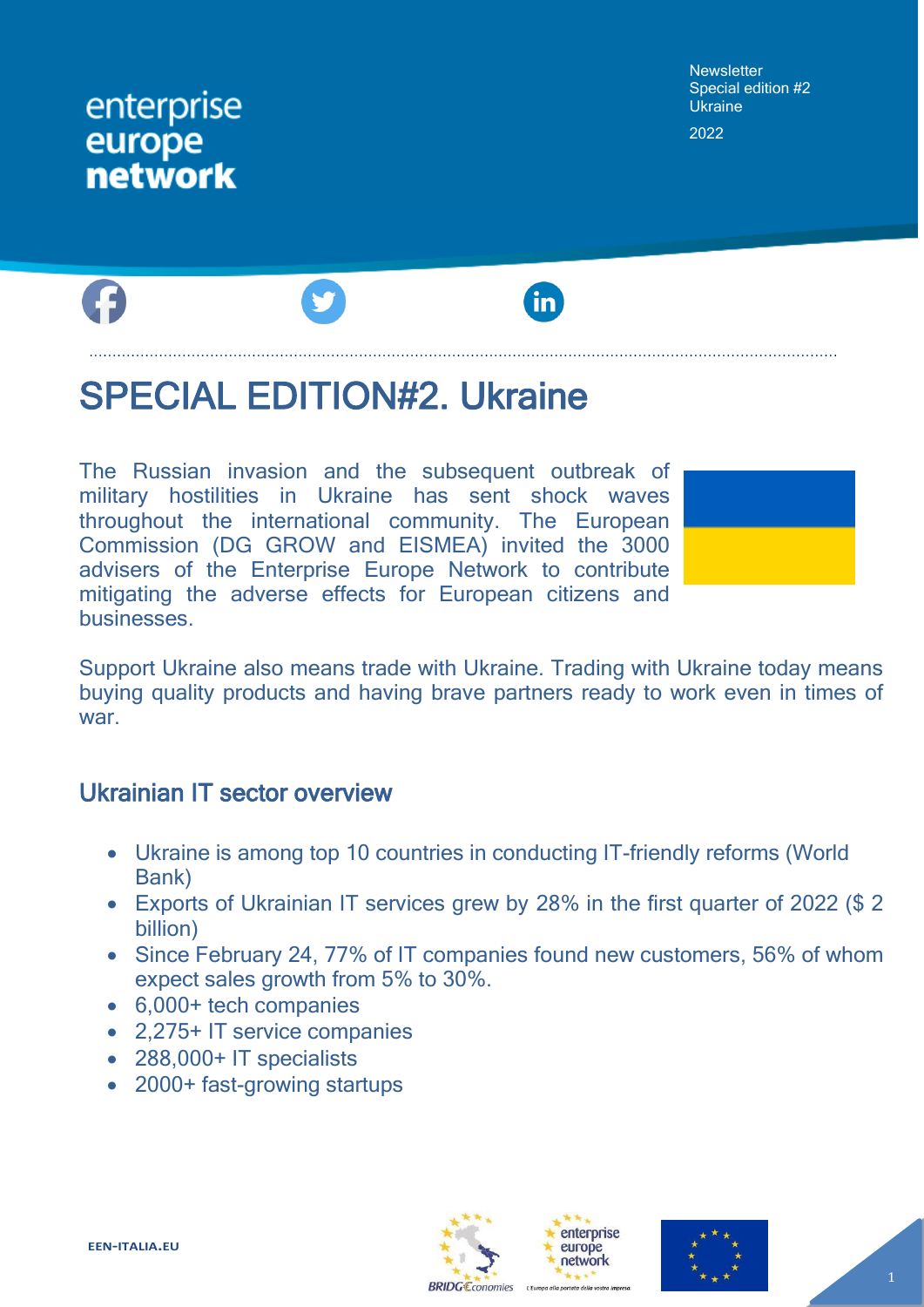enterprise europe network

Newsletter
Special edition #2
Ukraine

2022

# SPECIAL EDITION#2. Ukraine

The Russian invasion and the subsequent outbreak of military hostilities in Ukraine has sent shock waves throughout the international community. The European Commission (DG GROW and EISMEA) invited the 3000 advisers of the Enterprise Europe Network to contribute mitigating the adverse effects for European citizens and businesses.

Support Ukraine also means trade with Ukraine. Trading with Ukraine today means buying quality products and having brave partners ready to work even in times of war.

## Ukrainian IT sector overview

- Ukraine is among top 10 countries in conducting IT-friendly reforms (World Bank)
- Exports of Ukrainian IT services grew by 28% in the first quarter of 2022 ($ 2 billion)
- Since February 24, 77% of IT companies found new customers, 56% of whom expect sales growth from 5% to 30%.
- 6,000+ tech companies
- 2,275+ IT service companies
- 288,000+ IT specialists
- 2000+ fast-growing startups

EEN-ITALIA.EU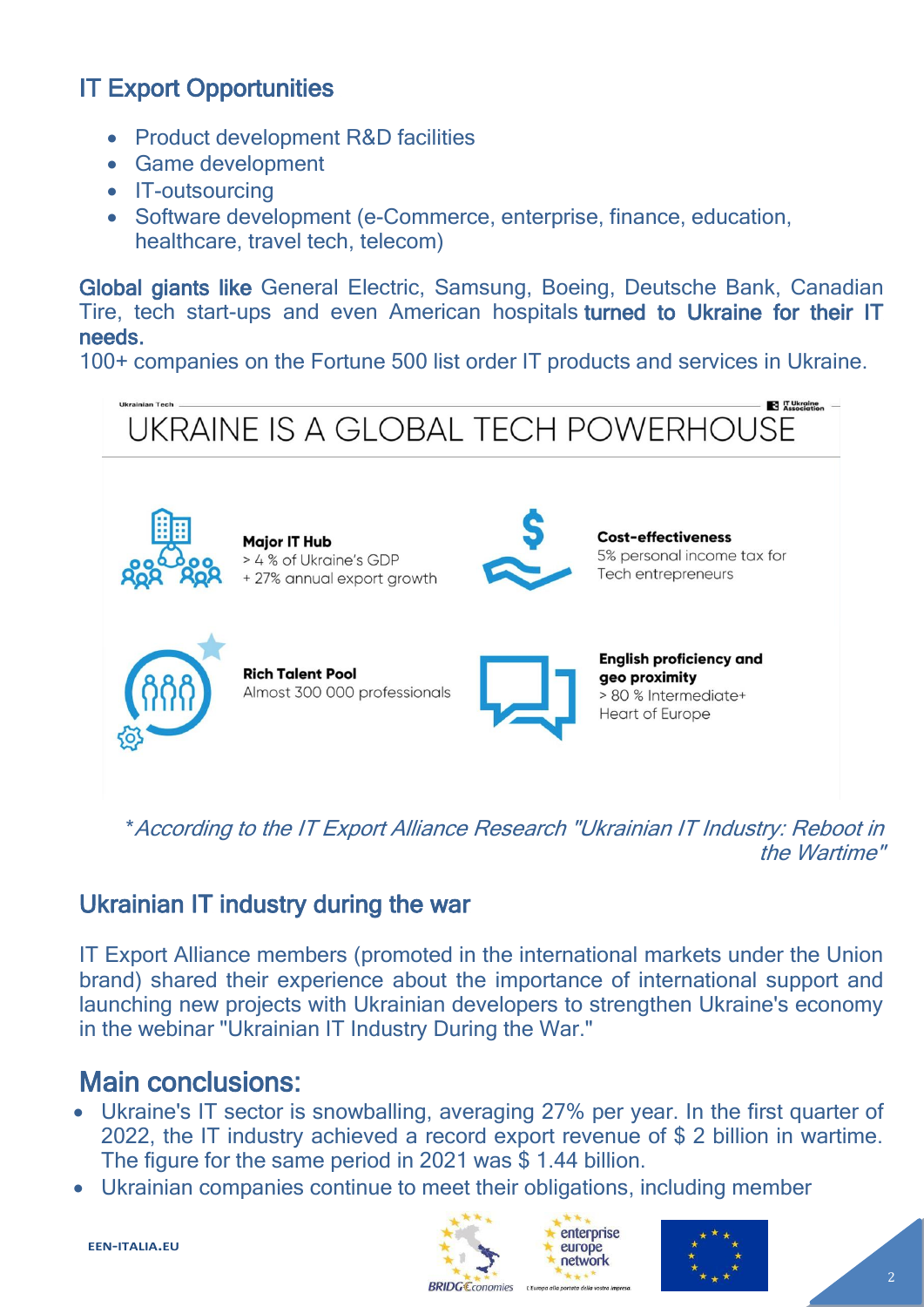## IT Export Opportunities

- Product development R&D facilities
- Game development
- IT-outsourcing
- Software development (e-Commerce, enterprise, finance, education, healthcare, travel tech, telecom)

Global giants like General Electric, Samsung, Boeing, Deutsche Bank, Canadian Tire, tech start-ups and even American hospitals turned to Ukraine for their IT needs.
100+ companies on the Fortune 500 list order IT products and services in Ukraine.

Ukrainian Tech

IT Ukraine Association

### UKRAINE IS A GLOBAL TECH POWERHOUSE

**Major IT Hub**
> 4 % of Ukraine's GDP
+ 27% annual export growth

**Cost-effectiveness**
5% personal income tax for Tech entrepreneurs

**Rich Talent Pool**
Almost 300 000 professionals

**English proficiency and geo proximity**
> 80 % Intermediate+
Heart of Europe

*According to the IT Export Alliance Research "Ukrainian IT Industry: Reboot in the Wartime"*

## Ukrainian IT industry during the war

IT Export Alliance members (promoted in the international markets under the Union brand) shared their experience about the importance of international support and launching new projects with Ukrainian developers to strengthen Ukraine's economy in the webinar "Ukrainian IT Industry During the War."

## Main conclusions:

- Ukraine's IT sector is snowballing, averaging 27% per year. In the first quarter of 2022, the IT industry achieved a record export revenue of $ 2 billion in wartime. The figure for the same period in 2021 was $ 1.44 billion.
- Ukrainian companies continue to meet their obligations, including member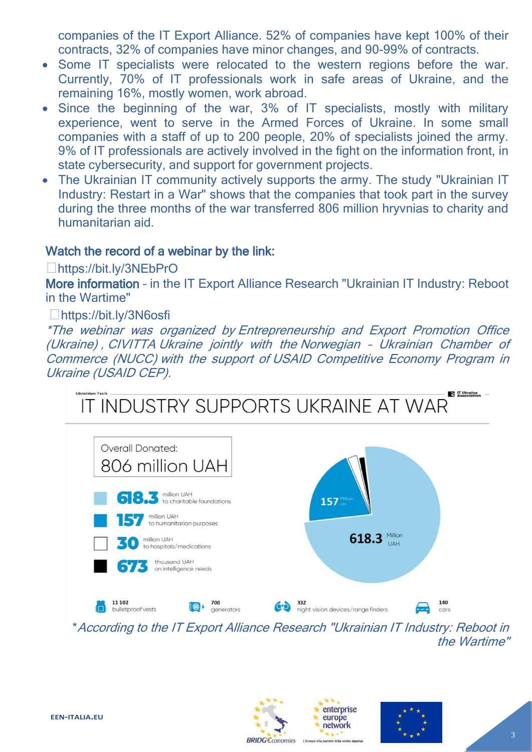companies of the IT Export Alliance. 52% of companies have kept 100% of their contracts, 32% of companies have minor changes, and 90-99% of contracts.

- Some IT specialists were relocated to the western regions before the war. Currently, 70% of IT professionals work in safe areas of Ukraine, and the remaining 16%, mostly women, work abroad.
- Since the beginning of the war, 3% of IT specialists, mostly with military experience, went to serve in the Armed Forces of Ukraine. In some small companies with a staff of up to 200 people, 20% of specialists joined the army. 9% of IT professionals are actively involved in the fight on the information front, in state cybersecurity, and support for government projects.
- The Ukrainian IT community actively supports the army. The study "Ukrainian IT Industry: Restart in a War" shows that the companies that took part in the survey during the three months of the war transferred 806 million hryvnias to charity and humanitarian aid.

### Watch the record of a webinar by the link:

https://bit.ly/3NEbPrO

**More information** – in the IT Export Alliance Research "Ukrainian IT Industry: Reboot in the Wartime"

https://bit.ly/3N6osfi

*\*The webinar was organized by Entrepreneurship and Export Promotion Office (Ukraine), CIVITTA Ukraine jointly with the Norwegian – Ukrainian Chamber of Commerce (NUCC) with the support of USAID Competitive Economy Program in Ukraine (USAID CEP).*

Ukrainian Tech — IT Ukraine Association

## IT INDUSTRY SUPPORTS UKRAINE AT WAR

Overall Donated: 806 million UAH

- **618.3** million UAH to charitable foundations
- **157** million UAH to humanitarian purposes
- **30** million UAH to hospitals/medications
- **673** thousand UAH on intelligence needs

- 11 102 bulletproof vests
- 700 generators
- 332 night vision devices/range finders
- 140 cars

*\*According to the IT Export Alliance Research "Ukrainian IT Industry: Reboot in the Wartime"*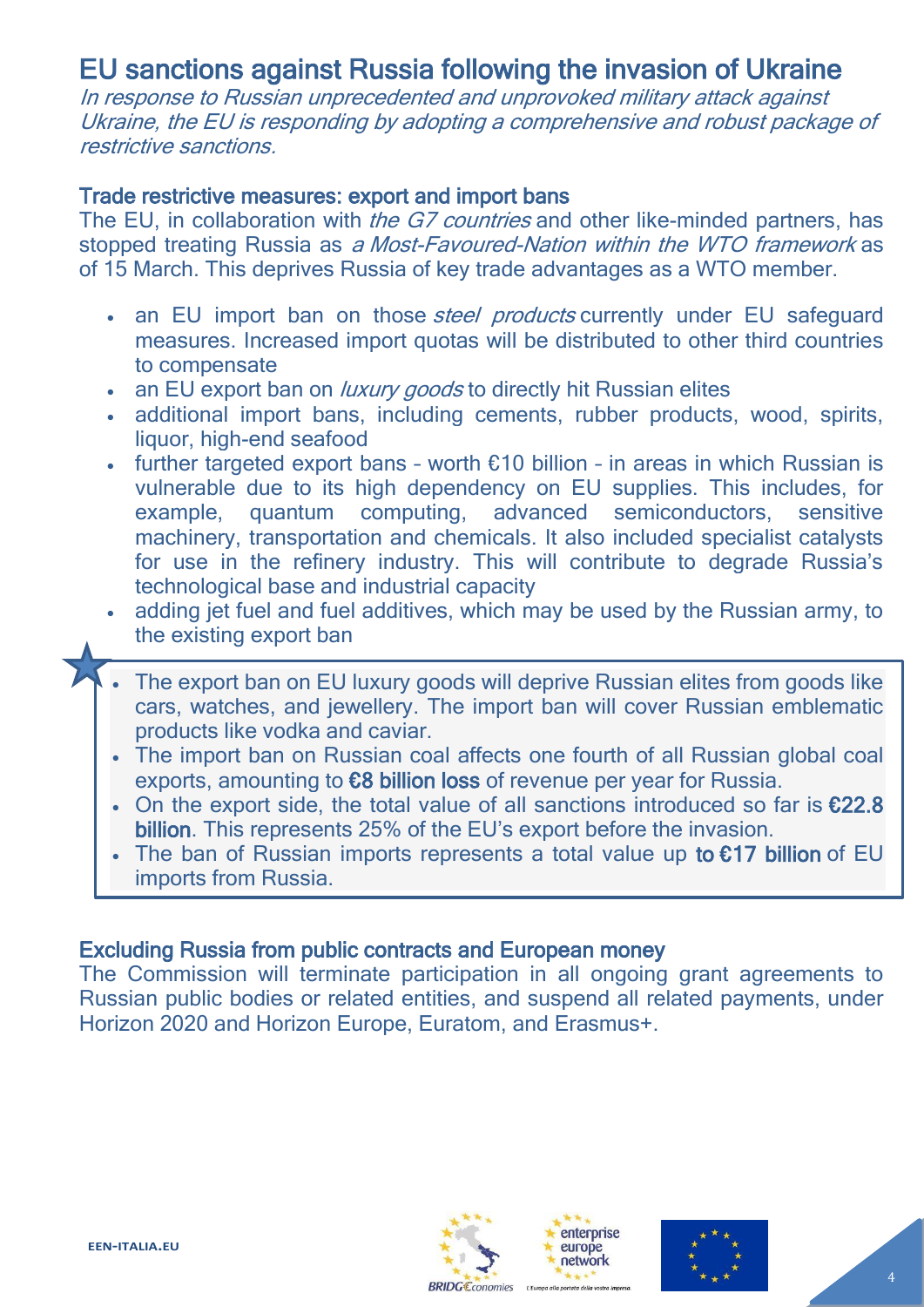# EU sanctions against Russia following the invasion of Ukraine

*In response to Russian unprecedented and unprovoked military attack against Ukraine, the EU is responding by adopting a comprehensive and robust package of restrictive sanctions.*

## Trade restrictive measures: export and import bans

The EU, in collaboration with *the G7 countries* and other like-minded partners, has stopped treating Russia as *a Most-Favoured-Nation within the WTO framework* as of 15 March. This deprives Russia of key trade advantages as a WTO member.

- an EU import ban on those *steel products* currently under EU safeguard measures. Increased import quotas will be distributed to other third countries to compensate
- an EU export ban on *luxury goods* to directly hit Russian elites
- additional import bans, including cements, rubber products, wood, spirits, liquor, high-end seafood
- further targeted export bans – worth €10 billion – in areas in which Russian is vulnerable due to its high dependency on EU supplies. This includes, for example, quantum computing, advanced semiconductors, sensitive machinery, transportation and chemicals. It also included specialist catalysts for use in the refinery industry. This will contribute to degrade Russia's technological base and industrial capacity
- adding jet fuel and fuel additives, which may be used by the Russian army, to the existing export ban

- The export ban on EU luxury goods will deprive Russian elites from goods like cars, watches, and jewellery. The import ban will cover Russian emblematic products like vodka and caviar.
- The import ban on Russian coal affects one fourth of all Russian global coal exports, amounting to **€8 billion loss** of revenue per year for Russia.
- On the export side, the total value of all sanctions introduced so far is **€22.8 billion**. This represents 25% of the EU's export before the invasion.
- The ban of Russian imports represents a total value up **to €17 billion** of EU imports from Russia.

## Excluding Russia from public contracts and European money

The Commission will terminate participation in all ongoing grant agreements to Russian public bodies or related entities, and suspend all related payments, under Horizon 2020 and Horizon Europe, Euratom, and Erasmus+.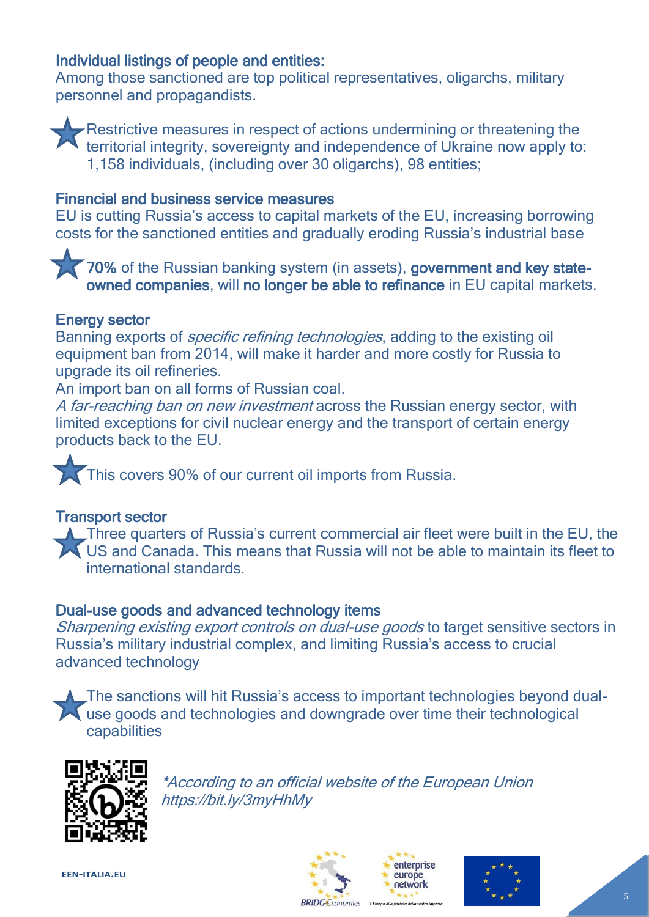### Individual listings of people and entities:

Among those sanctioned are top political representatives, oligarchs, military personnel and propagandists.

- Restrictive measures in respect of actions undermining or threatening the territorial integrity, sovereignty and independence of Ukraine now apply to: 1,158 individuals, (including over 30 oligarchs), 98 entities;

### Financial and business service measures

EU is cutting Russia's access to capital markets of the EU, increasing borrowing costs for the sanctioned entities and gradually eroding Russia's industrial base

- **70%** of the Russian banking system (in assets), **government and key state-owned companies**, will **no longer be able to refinance** in EU capital markets.

### Energy sector

Banning exports of *specific refining technologies*, adding to the existing oil equipment ban from 2014, will make it harder and more costly for Russia to upgrade its oil refineries.

An import ban on all forms of Russian coal.

*A far-reaching ban on new investment* across the Russian energy sector, with limited exceptions for civil nuclear energy and the transport of certain energy products back to the EU.

- This covers 90% of our current oil imports from Russia.

### Transport sector

- Three quarters of Russia's current commercial air fleet were built in the EU, the US and Canada. This means that Russia will not be able to maintain its fleet to international standards.

### Dual-use goods and advanced technology items

*Sharpening existing export controls on dual-use goods* to target sensitive sectors in Russia's military industrial complex, and limiting Russia's access to crucial advanced technology

- The sanctions will hit Russia's access to important technologies beyond dual-use goods and technologies and downgrade over time their technological capabilities

*\*According to an official website of the European Union https://bit.ly/3myHhMy*

EEN-ITALIA.EU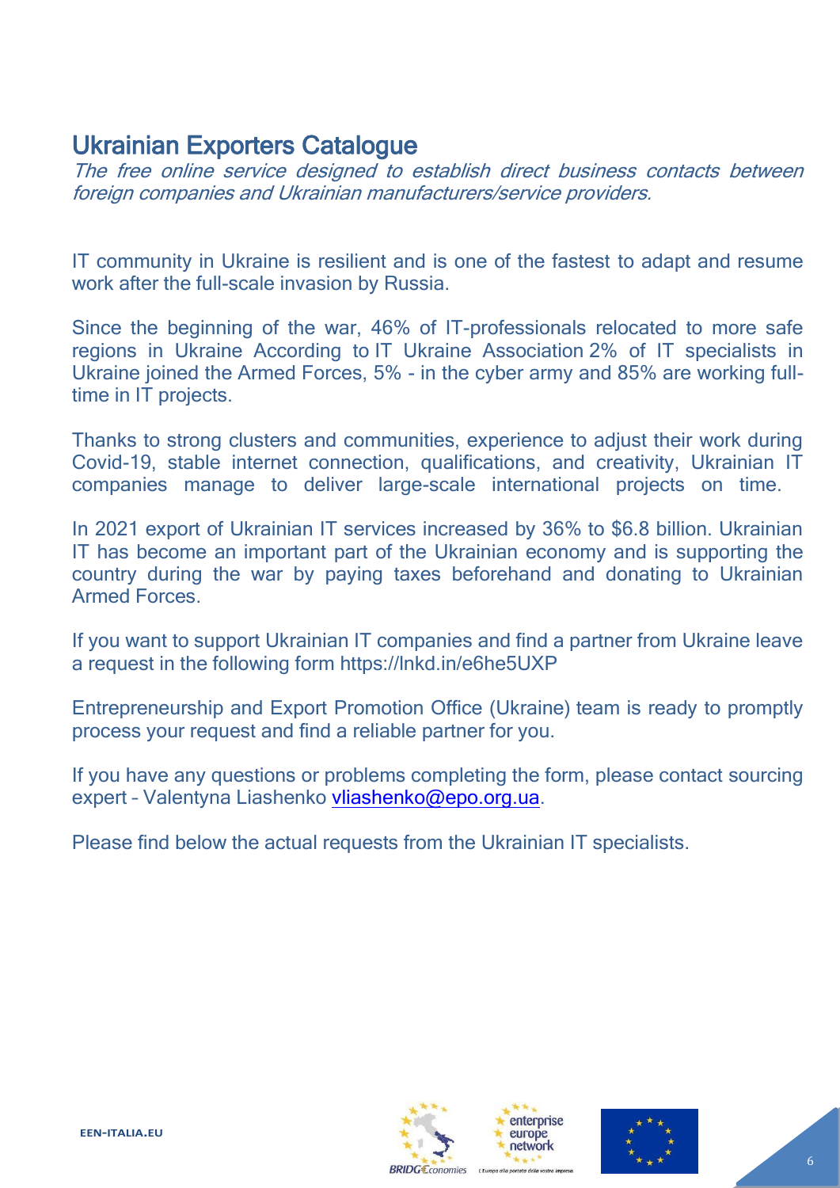# Ukrainian Exporters Catalogue

*The free online service designed to establish direct business contacts between foreign companies and Ukrainian manufacturers/service providers.*

IT community in Ukraine is resilient and is one of the fastest to adapt and resume work after the full-scale invasion by Russia.

Since the beginning of the war, 46% of IT-professionals relocated to more safe regions in Ukraine According to IT Ukraine Association 2% of IT specialists in Ukraine joined the Armed Forces, 5% - in the cyber army and 85% are working full-time in IT projects.

Thanks to strong clusters and communities, experience to adjust their work during Covid-19, stable internet connection, qualifications, and creativity, Ukrainian IT companies manage to deliver large-scale international projects on time.

In 2021 export of Ukrainian IT services increased by 36% to $6.8 billion. Ukrainian IT has become an important part of the Ukrainian economy and is supporting the country during the war by paying taxes beforehand and donating to Ukrainian Armed Forces.

If you want to support Ukrainian IT companies and find a partner from Ukraine leave a request in the following form https://lnkd.in/e6he5UXP

Entrepreneurship and Export Promotion Office (Ukraine) team is ready to promptly process your request and find a reliable partner for you.

If you have any questions or problems completing the form, please contact sourcing expert – Valentyna Liashenko vliashenko@epo.org.ua.

Please find below the actual requests from the Ukrainian IT specialists.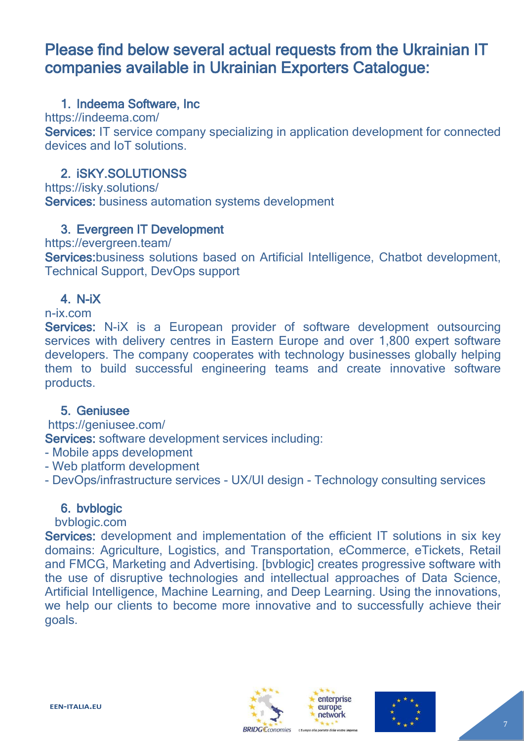## Please find below several actual requests from the Ukrainian IT companies available in Ukrainian Exporters Catalogue:

### 1. Indeema Software, Inc

https://indeema.com/

**Services:** IT service company specializing in application development for connected devices and IoT solutions.

### 2. iSKY.SOLUTIONSS

https://isky.solutions/

**Services:** business automation systems development

### 3. Evergreen IT Development

https://evergreen.team/

**Services:**business solutions based on Artificial Intelligence, Chatbot development, Technical Support, DevOps support

### 4. N-iX

n-ix.com

**Services:** N-iX is a European provider of software development outsourcing services with delivery centres in Eastern Europe and over 1,800 expert software developers. The company cooperates with technology businesses globally helping them to build successful engineering teams and create innovative software products.

### 5. Geniusee

https://geniusee.com/

**Services:** software development services including:

- Mobile apps development
- Web platform development
- DevOps/infrastructure services - UX/UI design - Technology consulting services

### 6. bvblogic

bvblogic.com

**Services:** development and implementation of the efficient IT solutions in six key domains: Agriculture, Logistics, and Transportation, eCommerce, eTickets, Retail and FMCG, Marketing and Advertising. [bvblogic] creates progressive software with the use of disruptive technologies and intellectual approaches of Data Science, Artificial Intelligence, Machine Learning, and Deep Learning. Using the innovations, we help our clients to become more innovative and to successfully achieve their goals.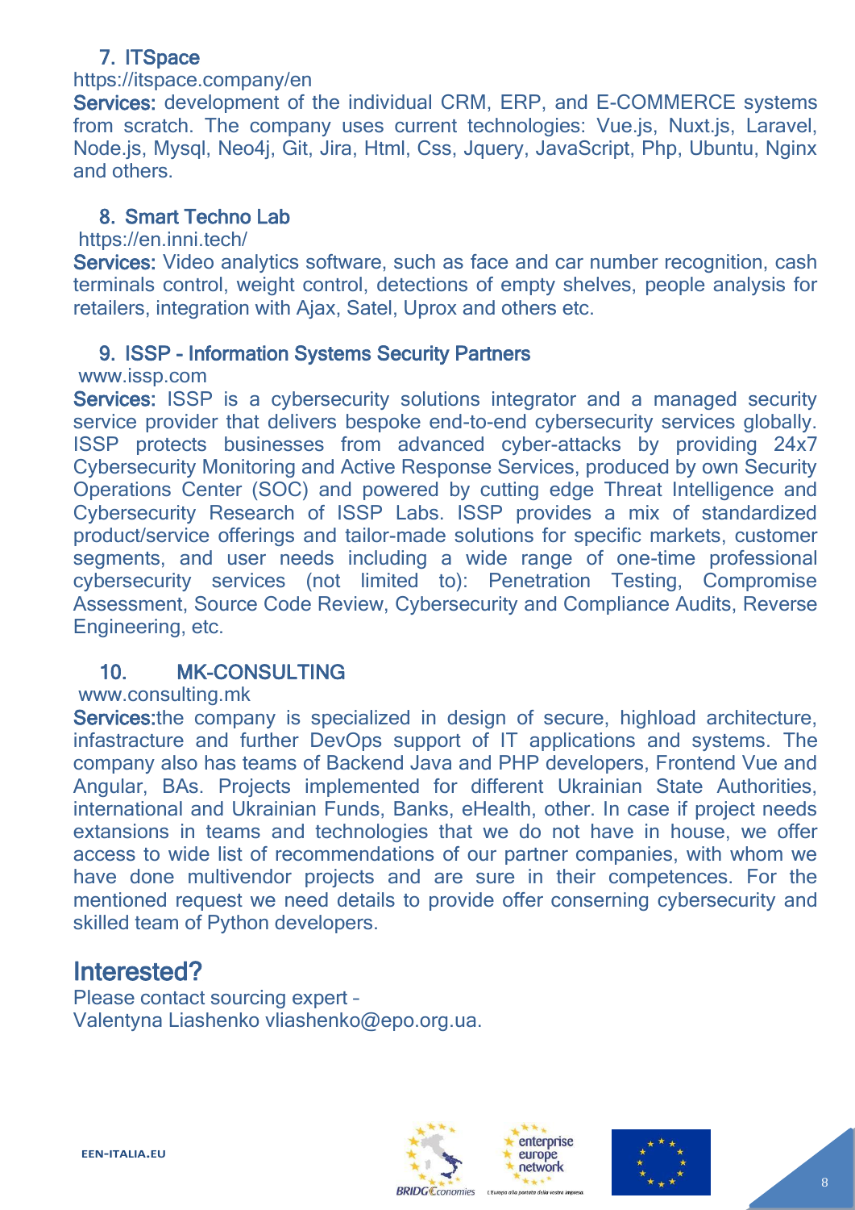### 7. ITSpace

https://itspace.company/en

**Services:** development of the individual CRM, ERP, and E-COMMERCE systems from scratch. The company uses current technologies: Vue.js, Nuxt.js, Laravel, Node.js, Mysql, Neo4j, Git, Jira, Html, Css, Jquery, JavaScript, Php, Ubuntu, Nginx and others.

### 8. Smart Techno Lab

https://en.inni.tech/

**Services:** Video analytics software, such as face and car number recognition, cash terminals control, weight control, detections of empty shelves, people analysis for retailers, integration with Ajax, Satel, Uprox and others etc.

### 9. ISSP - Information Systems Security Partners

www.issp.com

**Services:** ISSP is a cybersecurity solutions integrator and a managed security service provider that delivers bespoke end-to-end cybersecurity services globally. ISSP protects businesses from advanced cyber-attacks by providing 24x7 Cybersecurity Monitoring and Active Response Services, produced by own Security Operations Center (SOC) and powered by cutting edge Threat Intelligence and Cybersecurity Research of ISSP Labs. ISSP provides a mix of standardized product/service offerings and tailor-made solutions for specific markets, customer segments, and user needs including a wide range of one-time professional cybersecurity services (not limited to): Penetration Testing, Compromise Assessment, Source Code Review, Cybersecurity and Compliance Audits, Reverse Engineering, etc.

### 10. MK-CONSULTING

www.consulting.mk

**Services:**the company is specialized in design of secure, highload architecture, infastracture and further DevOps support of IT applications and systems. The company also has teams of Backend Java and PHP developers, Frontend Vue and Angular, BAs. Projects implemented for different Ukrainian State Authorities, international and Ukrainian Funds, Banks, eHealth, other. In case if project needs extansions in teams and technologies that we do not have in house, we offer access to wide list of recommendations of our partner companies, with whom we have done multivendor projects and are sure in their competences. For the mentioned request we need details to provide offer conserning cybersecurity and skilled team of Python developers.

## Interested?

Please contact sourcing expert –
Valentyna Liashenko vliashenko@epo.org.ua.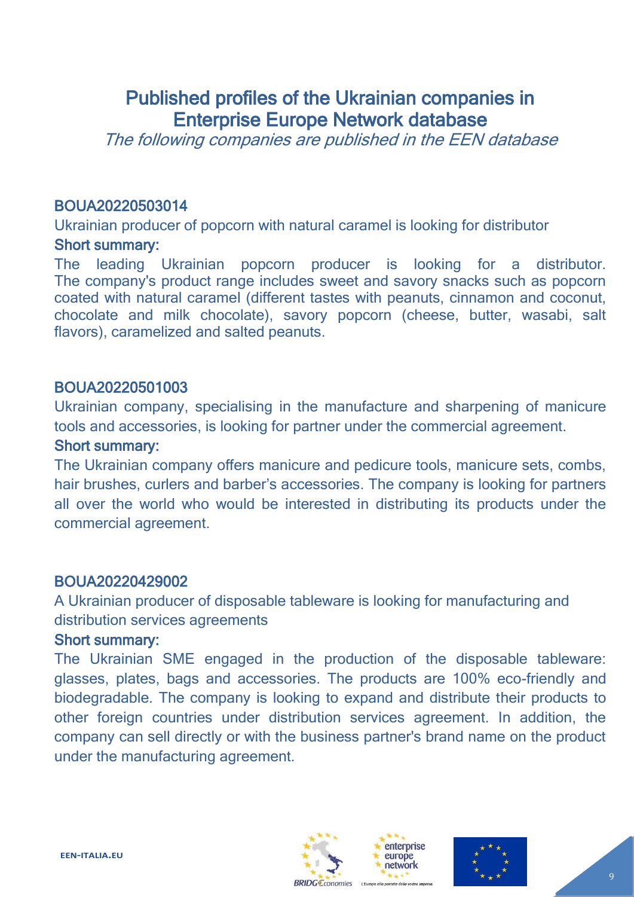# Published profiles of the Ukrainian companies in Enterprise Europe Network database

*The following companies are published in the EEN database*

## BOUA20220503014

Ukrainian producer of popcorn with natural caramel is looking for distributor

### Short summary:

The leading Ukrainian popcorn producer is looking for a distributor. The company's product range includes sweet and savory snacks such as popcorn coated with natural caramel (different tastes with peanuts, cinnamon and coconut, chocolate and milk chocolate), savory popcorn (cheese, butter, wasabi, salt flavors), caramelized and salted peanuts.

## BOUA20220501003

Ukrainian company, specialising in the manufacture and sharpening of manicure tools and accessories, is looking for partner under the commercial agreement.

### Short summary:

The Ukrainian company offers manicure and pedicure tools, manicure sets, combs, hair brushes, curlers and barber's accessories. The company is looking for partners all over the world who would be interested in distributing its products under the commercial agreement.

## BOUA20220429002

A Ukrainian producer of disposable tableware is looking for manufacturing and distribution services agreements

### Short summary:

The Ukrainian SME engaged in the production of the disposable tableware: glasses, plates, bags and accessories. The products are 100% eco-friendly and biodegradable. The company is looking to expand and distribute their products to other foreign countries under distribution services agreement. In addition, the company can sell directly or with the business partner's brand name on the product under the manufacturing agreement.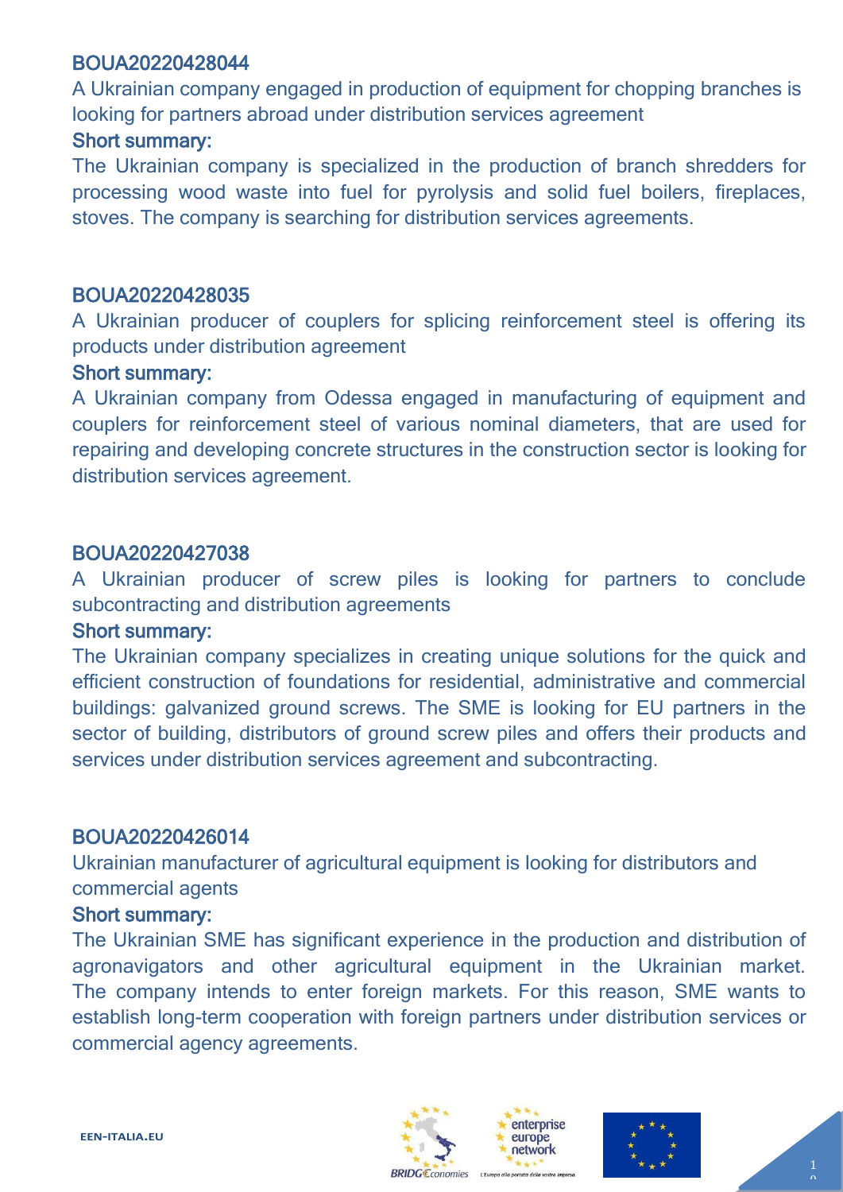### BOUA20220428044

A Ukrainian company engaged in production of equipment for chopping branches is looking for partners abroad under distribution services agreement

**Short summary:**

The Ukrainian company is specialized in the production of branch shredders for processing wood waste into fuel for pyrolysis and solid fuel boilers, fireplaces, stoves. The company is searching for distribution services agreements.

### BOUA20220428035

A Ukrainian producer of couplers for splicing reinforcement steel is offering its products under distribution agreement

**Short summary:**

A Ukrainian company from Odessa engaged in manufacturing of equipment and couplers for reinforcement steel of various nominal diameters, that are used for repairing and developing concrete structures in the construction sector is looking for distribution services agreement.

### BOUA20220427038

A Ukrainian producer of screw piles is looking for partners to conclude subcontracting and distribution agreements

**Short summary:**

The Ukrainian company specializes in creating unique solutions for the quick and efficient construction of foundations for residential, administrative and commercial buildings: galvanized ground screws. The SME is looking for EU partners in the sector of building, distributors of ground screw piles and offers their products and services under distribution services agreement and subcontracting.

### BOUA20220426014

Ukrainian manufacturer of agricultural equipment is looking for distributors and commercial agents

**Short summary:**

The Ukrainian SME has significant experience in the production and distribution of agronavigators and other agricultural equipment in the Ukrainian market. The company intends to enter foreign markets. For this reason, SME wants to establish long-term cooperation with foreign partners under distribution services or commercial agency agreements.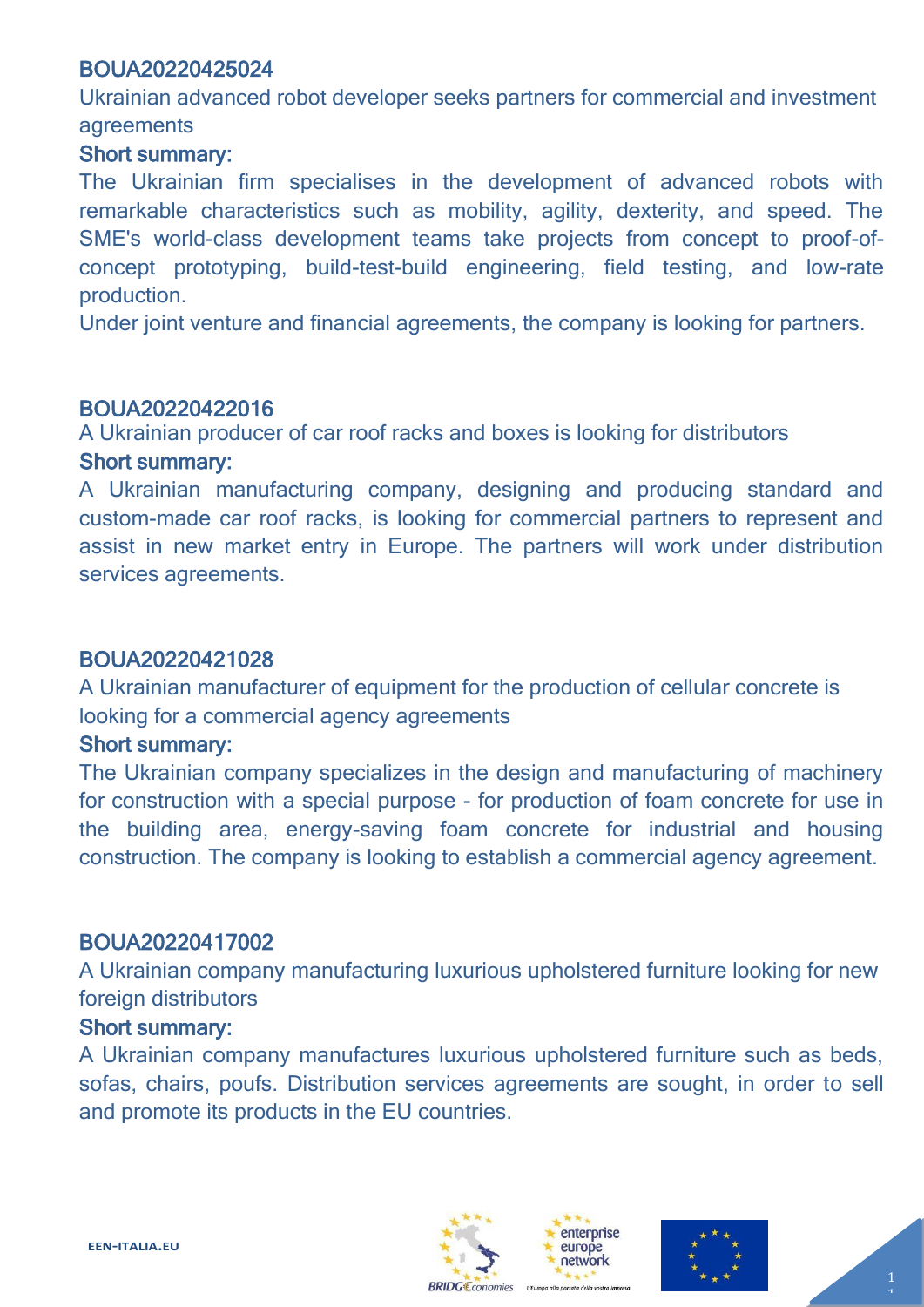### BOUA20220425024

Ukrainian advanced robot developer seeks partners for commercial and investment agreements

**Short summary:**

The Ukrainian firm specialises in the development of advanced robots with remarkable characteristics such as mobility, agility, dexterity, and speed. The SME's world-class development teams take projects from concept to proof-of-concept prototyping, build-test-build engineering, field testing, and low-rate production.

Under joint venture and financial agreements, the company is looking for partners.

### BOUA20220422016

A Ukrainian producer of car roof racks and boxes is looking for distributors

**Short summary:**

A Ukrainian manufacturing company, designing and producing standard and custom-made car roof racks, is looking for commercial partners to represent and assist in new market entry in Europe. The partners will work under distribution services agreements.

### BOUA20220421028

A Ukrainian manufacturer of equipment for the production of cellular concrete is looking for a commercial agency agreements

**Short summary:**

The Ukrainian company specializes in the design and manufacturing of machinery for construction with a special purpose - for production of foam concrete for use in the building area, energy-saving foam concrete for industrial and housing construction. The company is looking to establish a commercial agency agreement.

### BOUA20220417002

A Ukrainian company manufacturing luxurious upholstered furniture looking for new foreign distributors

**Short summary:**

A Ukrainian company manufactures luxurious upholstered furniture such as beds, sofas, chairs, poufs. Distribution services agreements are sought, in order to sell and promote its products in the EU countries.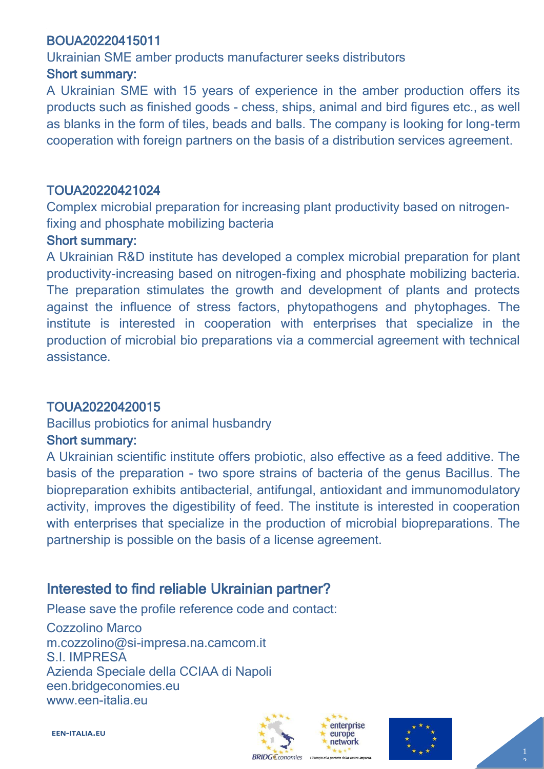### BOUA20220415011

Ukrainian SME amber products manufacturer seeks distributors

**Short summary:**

A Ukrainian SME with 15 years of experience in the amber production offers its products such as finished goods - chess, ships, animal and bird figures etc., as well as blanks in the form of tiles, beads and balls. The company is looking for long-term cooperation with foreign partners on the basis of a distribution services agreement.

### TOUA20220421024

Complex microbial preparation for increasing plant productivity based on nitrogen-fixing and phosphate mobilizing bacteria

**Short summary:**

A Ukrainian R&D institute has developed a complex microbial preparation for plant productivity-increasing based on nitrogen-fixing and phosphate mobilizing bacteria. The preparation stimulates the growth and development of plants and protects against the influence of stress factors, phytopathogens and phytophages. The institute is interested in cooperation with enterprises that specialize in the production of microbial bio preparations via a commercial agreement with technical assistance.

### TOUA20220420015

Bacillus probiotics for animal husbandry

**Short summary:**

A Ukrainian scientific institute offers probiotic, also effective as a feed additive. The basis of the preparation - two spore strains of bacteria of the genus Bacillus. The biopreparation exhibits antibacterial, antifungal, antioxidant and immunomodulatory activity, improves the digestibility of feed. The institute is interested in cooperation with enterprises that specialize in the production of microbial biopreparations. The partnership is possible on the basis of a license agreement.

## Interested to find reliable Ukrainian partner?

Please save the profile reference code and contact:

Cozzolino Marco
m.cozzolino@si-impresa.na.camcom.it
S.I. IMPRESA
Azienda Speciale della CCIAA di Napoli
een.bridgeconomies.eu
www.een-italia.eu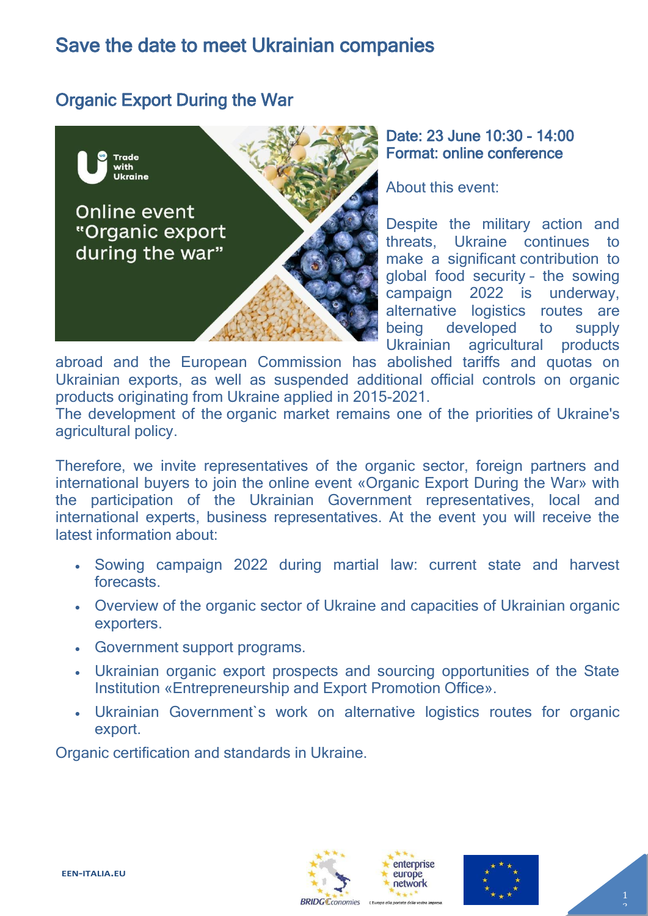# Save the date to meet Ukrainian companies

## Organic Export During the War

**Date: 23 June 10:30 - 14:00**
**Format: online conference**

About this event:

Despite the military action and threats, Ukraine continues to make a significant contribution to global food security – the sowing campaign 2022 is underway, alternative logistics routes are being developed to supply Ukrainian agricultural products abroad and the European Commission has abolished tariffs and quotas on Ukrainian exports, as well as suspended additional official controls on organic products originating from Ukraine applied in 2015-2021.
The development of the organic market remains one of the priorities of Ukraine's agricultural policy.

Therefore, we invite representatives of the organic sector, foreign partners and international buyers to join the online event «Organic Export During the War» with the participation of the Ukrainian Government representatives, local and international experts, business representatives. At the event you will receive the latest information about:

- Sowing campaign 2022 during martial law: current state and harvest forecasts.
- Overview of the organic sector of Ukraine and capacities of Ukrainian organic exporters.
- Government support programs.
- Ukrainian organic export prospects and sourcing opportunities of the State Institution «Entrepreneurship and Export Promotion Office».
- Ukrainian Government`s work on alternative logistics routes for organic export.

Organic certification and standards in Ukraine.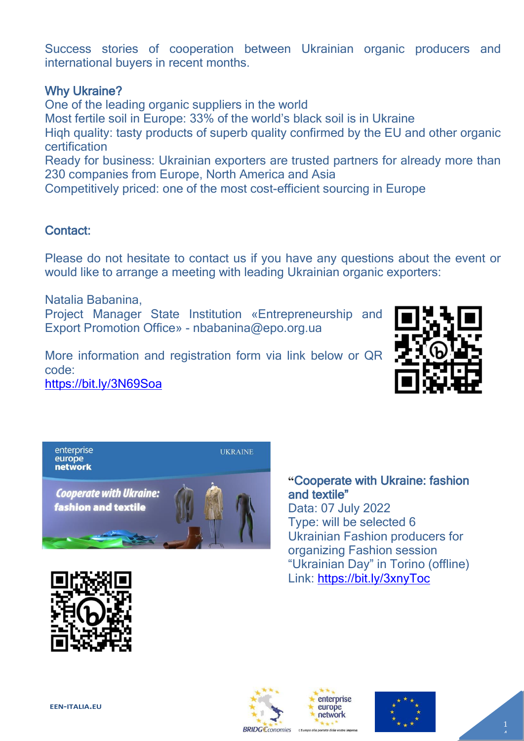Success stories of cooperation between Ukrainian organic producers and international buyers in recent months.

### Why Ukraine?

One of the leading organic suppliers in the world
Most fertile soil in Europe: 33% of the world's black soil is in Ukraine
Hiqh quality: tasty products of superb quality confirmed by the EU and other organic certification
Ready for business: Ukrainian exporters are trusted partners for already more than 230 companies from Europe, North America and Asia
Competitively priced: one of the most cost-efficient sourcing in Europe

### Contact:

Please do not hesitate to contact us if you have any questions about the event or would like to arrange a meeting with leading Ukrainian organic exporters:

Natalia Babanina,
Project Manager State Institution «Entrepreneurship and Export Promotion Office» - nbabanina@epo.org.ua

More information and registration form via link below or QR code:
https://bit.ly/3N69Soa

### "Cooperate with Ukraine: fashion and textile"

Data: 07 July 2022
Type: will be selected 6 Ukrainian Fashion producers for organizing Fashion session "Ukrainian Day" in Torino (offline)
Link: https://bit.ly/3xnyToc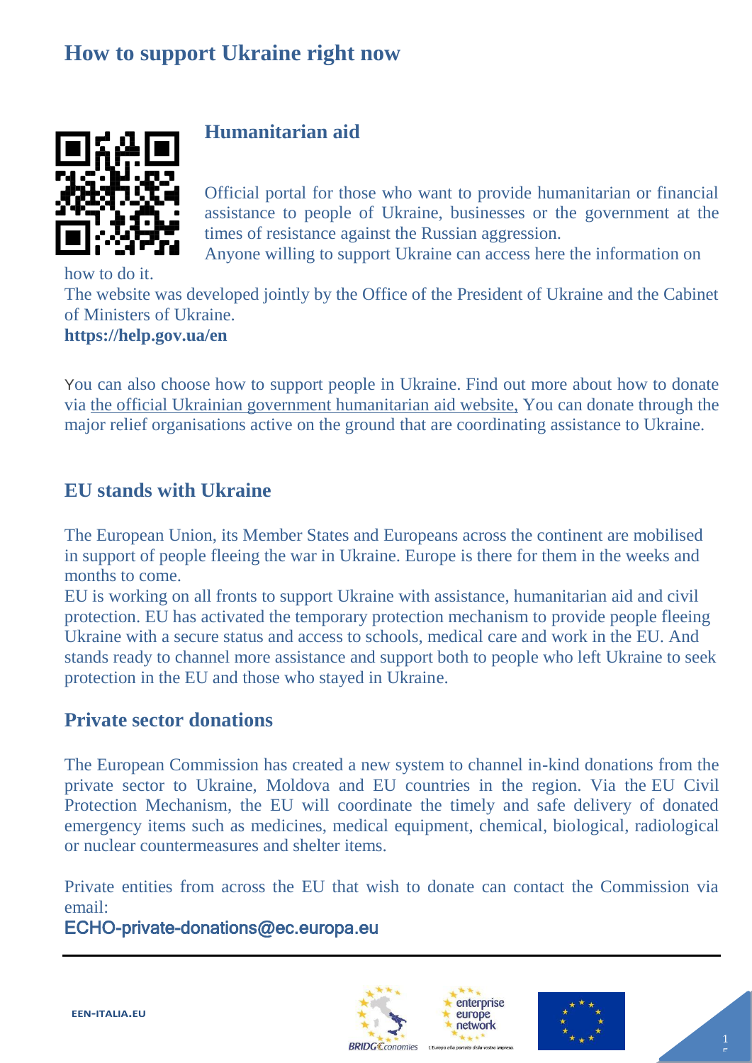# How to support Ukraine right now

## Humanitarian aid

Official portal for those who want to provide humanitarian or financial assistance to people of Ukraine, businesses or the government at the times of resistance against the Russian aggression.
Anyone willing to support Ukraine can access here the information on how to do it.
The website was developed jointly by the Office of the President of Ukraine and the Cabinet of Ministers of Ukraine.
**https://help.gov.ua/en**

You can also choose how to support people in Ukraine. Find out more about how to donate via the official Ukrainian government humanitarian aid website, You can donate through the major relief organisations active on the ground that are coordinating assistance to Ukraine.

## EU stands with Ukraine

The European Union, its Member States and Europeans across the continent are mobilised in support of people fleeing the war in Ukraine. Europe is there for them in the weeks and months to come.
EU is working on all fronts to support Ukraine with assistance, humanitarian aid and civil protection. EU has activated the temporary protection mechanism to provide people fleeing Ukraine with a secure status and access to schools, medical care and work in the EU. And stands ready to channel more assistance and support both to people who left Ukraine to seek protection in the EU and those who stayed in Ukraine.

## Private sector donations

The European Commission has created a new system to channel in-kind donations from the private sector to Ukraine, Moldova and EU countries in the region. Via the EU Civil Protection Mechanism, the EU will coordinate the timely and safe delivery of donated emergency items such as medicines, medical equipment, chemical, biological, radiological or nuclear countermeasures and shelter items.

Private entities from across the EU that wish to donate can contact the Commission via email:
ECHO-private-donations@ec.europa.eu